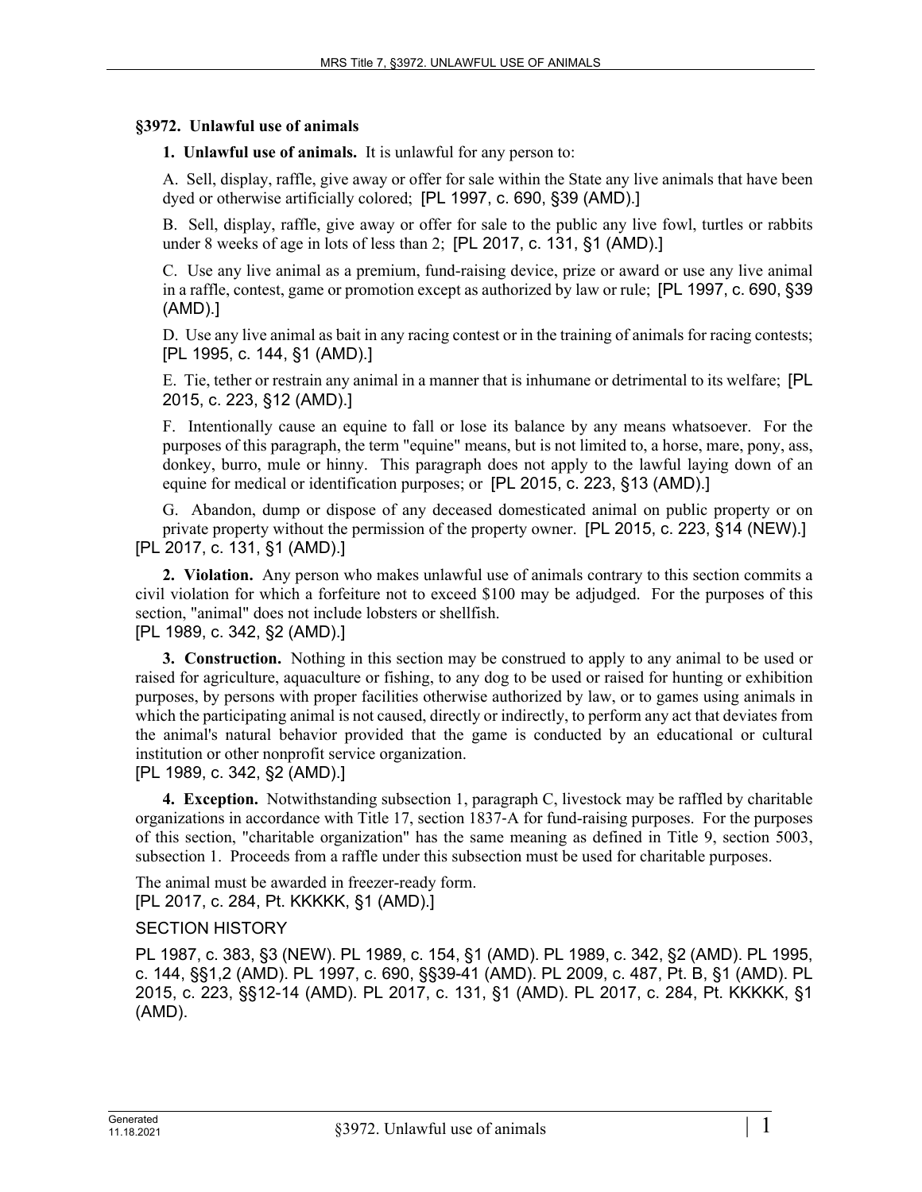## §3972. Unlawful use of animals

**1. Unlawful use of animals.** It is unlawful for any person to:

A. Sell, display, raffle, give away or offer for sale within the State any live animals that have been dyed or otherwise artificially colored; [PL 1997, c. 690, §39 (AMD).]

B. Sell, display, raffle, give away or offer for sale to the public any live fowl, turtles or rabbits under 8 weeks of age in lots of less than 2; [PL 2017, c. 131, §1 (AMD).]

C. Use any live animal as a premium, fund-raising device, prize or award or use any live animal in a raffle, contest, game or promotion except as authorized by law or rule; [PL 1997, c. 690, §39 (AMD).]

D. Use any live animal as bait in any racing contest or in the training of animals for racing contests; [PL 1995, c. 144, §1 (AMD).]

E. Tie, tether or restrain any animal in a manner that is inhumane or detrimental to its welfare; [PL 2015, c. 223, §12 (AMD).]

F. Intentionally cause an equine to fall or lose its balance by any means whatsoever. For the purposes of this paragraph, the term "equine" means, but is not limited to, a horse, mare, pony, ass, donkey, burro, mule or hinny. This paragraph does not apply to the lawful laying down of an equine for medical or identification purposes; or [PL 2015, c. 223, §13 (AMD).]

G. Abandon, dump or dispose of any deceased domesticated animal on public property or on private property without the permission of the property owner. [PL 2015, c. 223, §14 (NEW).]

[PL 2017, c. 131, §1 (AMD).]

**2. Violation.** Any person who makes unlawful use of animals contrary to this section commits a civil violation for which a forfeiture not to exceed $100 may be adjudged. For the purposes of this section, "animal" does not include lobsters or shellfish.

[PL 1989, c. 342, §2 (AMD).]

**3. Construction.** Nothing in this section may be construed to apply to any animal to be used or raised for agriculture, aquaculture or fishing, to any dog to be used or raised for hunting or exhibition purposes, by persons with proper facilities otherwise authorized by law, or to games using animals in which the participating animal is not caused, directly or indirectly, to perform any act that deviates from the animal's natural behavior provided that the game is conducted by an educational or cultural institution or other nonprofit service organization.

[PL 1989, c. 342, §2 (AMD).]

**4. Exception.** Notwithstanding subsection 1, paragraph C, livestock may be raffled by charitable organizations in accordance with Title 17, section 1837-A for fund-raising purposes. For the purposes of this section, "charitable organization" has the same meaning as defined in Title 9, section 5003, subsection 1. Proceeds from a raffle under this subsection must be used for charitable purposes.

The animal must be awarded in freezer-ready form.

[PL 2017, c. 284, Pt. KKKKK, §1 (AMD).]

SECTION HISTORY

PL 1987, c. 383, §3 (NEW). PL 1989, c. 154, §1 (AMD). PL 1989, c. 342, §2 (AMD). PL 1995, c. 144, §§1,2 (AMD). PL 1997, c. 690, §§39-41 (AMD). PL 2009, c. 487, Pt. B, §1 (AMD). PL 2015, c. 223, §§12-14 (AMD). PL 2017, c. 131, §1 (AMD). PL 2017, c. 284, Pt. KKKKK, §1 (AMD).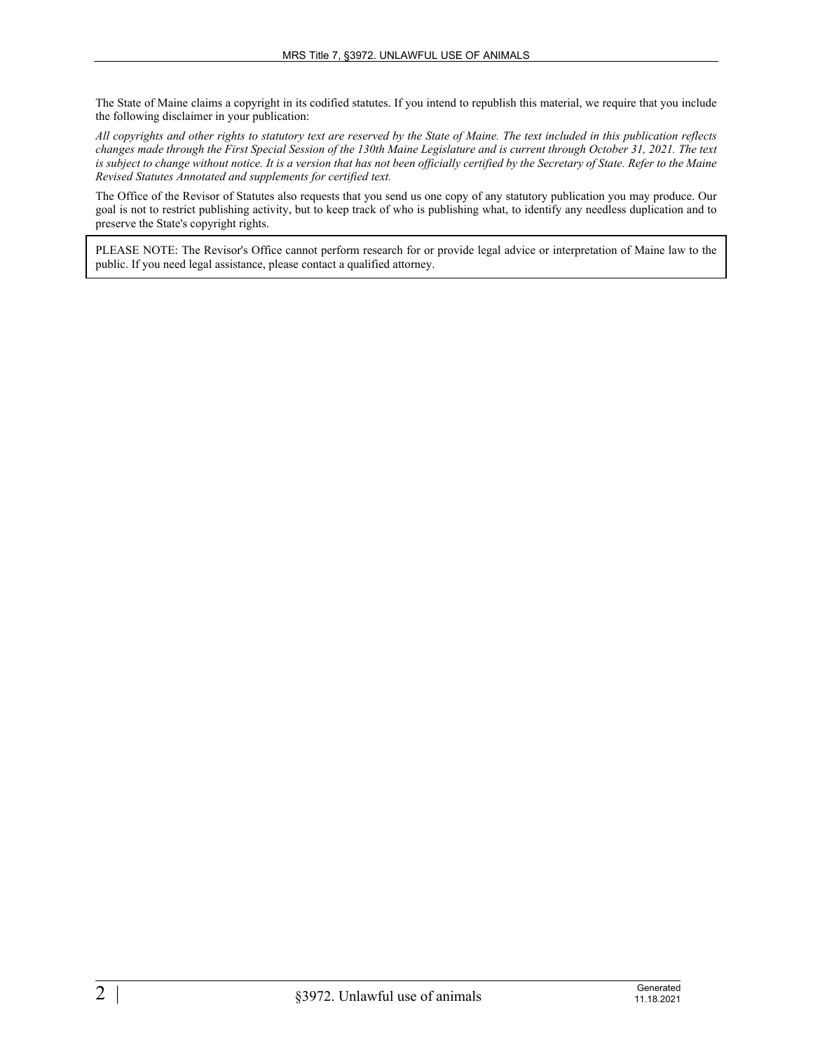The State of Maine claims a copyright in its codified statutes. If you intend to republish this material, we require that you include the following disclaimer in your publication:

*All copyrights and other rights to statutory text are reserved by the State of Maine. The text included in this publication reflects changes made through the First Special Session of the 130th Maine Legislature and is current through October 31, 2021. The text is subject to change without notice. It is a version that has not been officially certified by the Secretary of State. Refer to the Maine Revised Statutes Annotated and supplements for certified text.*

The Office of the Revisor of Statutes also requests that you send us one copy of any statutory publication you may produce. Our goal is not to restrict publishing activity, but to keep track of who is publishing what, to identify any needless duplication and to preserve the State's copyright rights.

PLEASE NOTE: The Revisor's Office cannot perform research for or provide legal advice or interpretation of Maine law to the public. If you need legal assistance, please contact a qualified attorney.